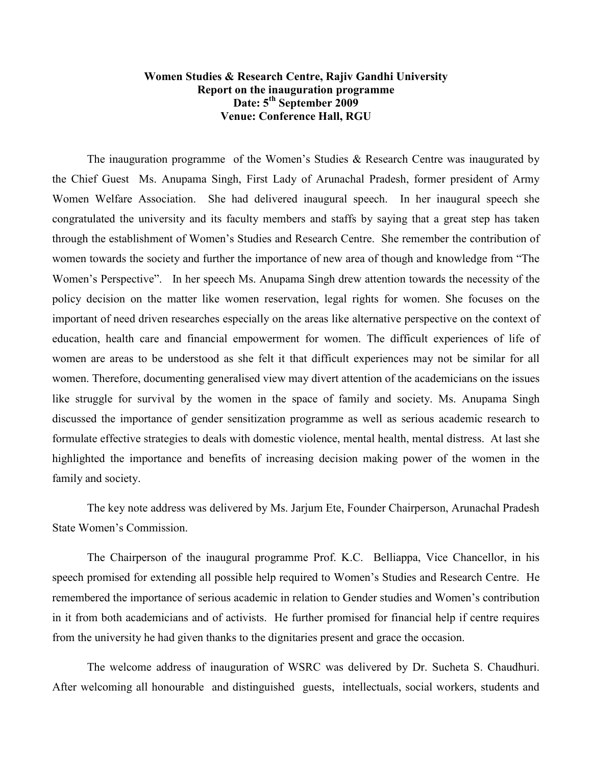**Women Studies & Research Centre, Rajiv Gandhi University**
**Report on the inauguration programme**
**Date: 5th September 2009**
**Venue: Conference Hall, RGU**

The inauguration programme of the Women's Studies & Research Centre was inaugurated by the Chief Guest Ms. Anupama Singh, First Lady of Arunachal Pradesh, former president of Army Women Welfare Association. She had delivered inaugural speech. In her inaugural speech she congratulated the university and its faculty members and staffs by saying that a great step has taken through the establishment of Women's Studies and Research Centre. She remember the contribution of women towards the society and further the importance of new area of though and knowledge from "The Women's Perspective". In her speech Ms. Anupama Singh drew attention towards the necessity of the policy decision on the matter like women reservation, legal rights for women. She focuses on the important of need driven researches especially on the areas like alternative perspective on the context of education, health care and financial empowerment for women. The difficult experiences of life of women are areas to be understood as she felt it that difficult experiences may not be similar for all women. Therefore, documenting generalised view may divert attention of the academicians on the issues like struggle for survival by the women in the space of family and society. Ms. Anupama Singh discussed the importance of gender sensitization programme as well as serious academic research to formulate effective strategies to deals with domestic violence, mental health, mental distress. At last she highlighted the importance and benefits of increasing decision making power of the women in the family and society.

The key note address was delivered by Ms. Jarjum Ete, Founder Chairperson, Arunachal Pradesh State Women's Commission.

The Chairperson of the inaugural programme Prof. K.C. Belliappa, Vice Chancellor, in his speech promised for extending all possible help required to Women's Studies and Research Centre. He remembered the importance of serious academic in relation to Gender studies and Women's contribution in it from both academicians and of activists. He further promised for financial help if centre requires from the university he had given thanks to the dignitaries present and grace the occasion.

The welcome address of inauguration of WSRC was delivered by Dr. Sucheta S. Chaudhuri. After welcoming all honourable and distinguished guests, intellectuals, social workers, students and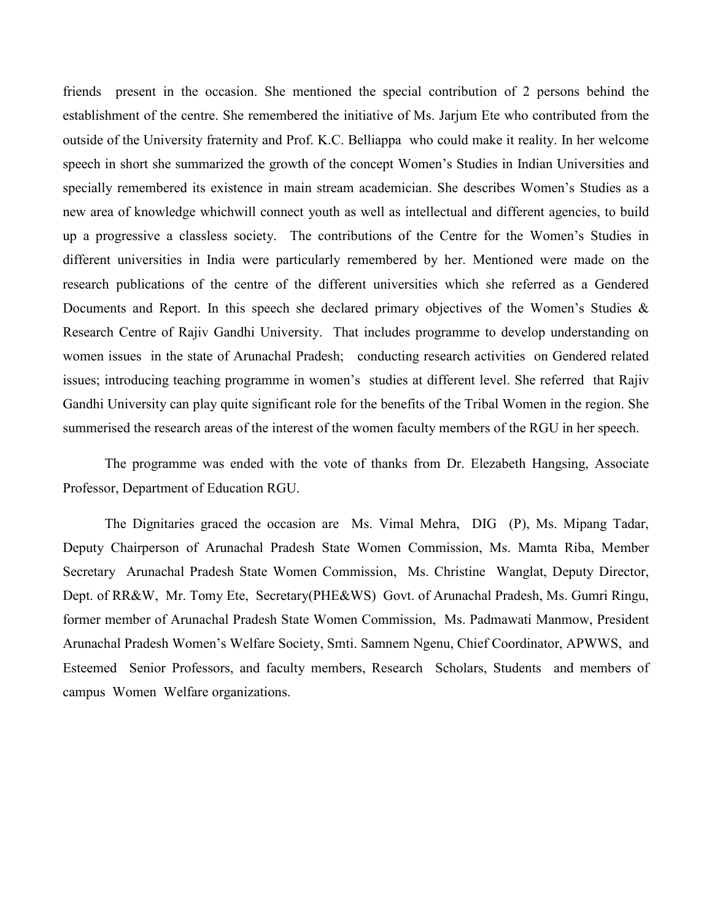friends present in the occasion. She mentioned the special contribution of 2 persons behind the establishment of the centre. She remembered the initiative of Ms. Jarjum Ete who contributed from the outside of the University fraternity and Prof. K.C. Belliappa who could make it reality. In her welcome speech in short she summarized the growth of the concept Women's Studies in Indian Universities and specially remembered its existence in main stream academician. She describes Women's Studies as a new area of knowledge whichwill connect youth as well as intellectual and different agencies, to build up a progressive a classless society. The contributions of the Centre for the Women's Studies in different universities in India were particularly remembered by her. Mentioned were made on the research publications of the centre of the different universities which she referred as a Gendered Documents and Report. In this speech she declared primary objectives of the Women's Studies & Research Centre of Rajiv Gandhi University. That includes programme to develop understanding on women issues in the state of Arunachal Pradesh; conducting research activities on Gendered related issues; introducing teaching programme in women's studies at different level. She referred that Rajiv Gandhi University can play quite significant role for the benefits of the Tribal Women in the region. She summerised the research areas of the interest of the women faculty members of the RGU in her speech.

The programme was ended with the vote of thanks from Dr. Elezabeth Hangsing, Associate Professor, Department of Education RGU.

The Dignitaries graced the occasion are Ms. Vimal Mehra, DIG (P), Ms. Mipang Tadar, Deputy Chairperson of Arunachal Pradesh State Women Commission, Ms. Mamta Riba, Member Secretary Arunachal Pradesh State Women Commission, Ms. Christine Wanglat, Deputy Director, Dept. of RR&W, Mr. Tomy Ete, Secretary(PHE&WS) Govt. of Arunachal Pradesh, Ms. Gumri Ringu, former member of Arunachal Pradesh State Women Commission, Ms. Padmawati Manmow, President Arunachal Pradesh Women's Welfare Society, Smti. Samnem Ngenu, Chief Coordinator, APWWS, and Esteemed Senior Professors, and faculty members, Research Scholars, Students and members of campus Women Welfare organizations.